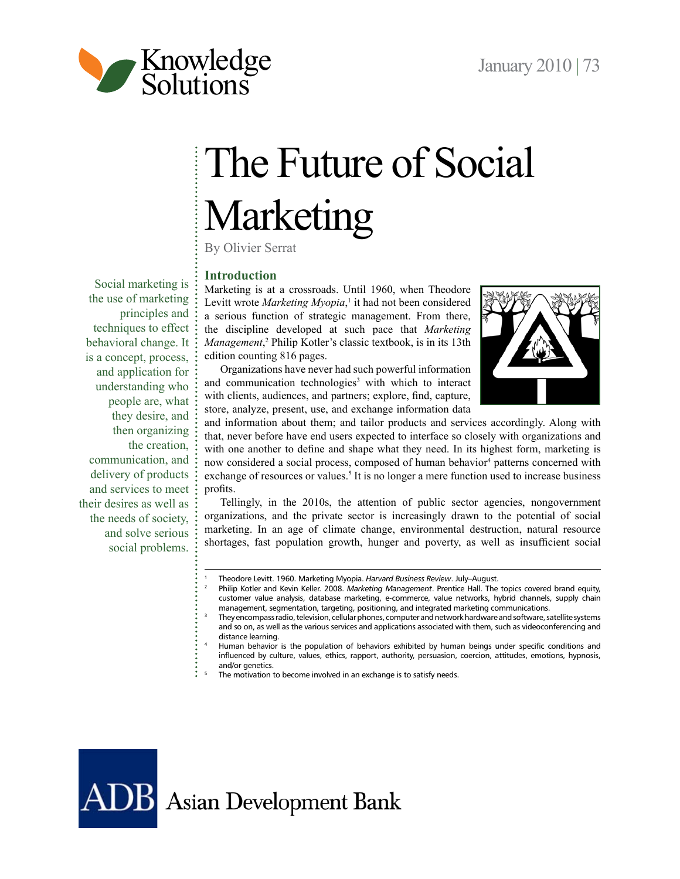# The Future of Social Marketing

By Olivier Serrat

Social marketing is the use of marketing principles and techniques to effect behavioral change. It is a concept, process, and application for understanding who people are, what they desire, and then organizing the creation, communication, and delivery of products and services to meet their desires as well as the needs of society, and solve serious social problems.

## Introduction

Marketing is at a crossroads. Until 1960, when Theodore Levitt wrote *Marketing Myopia*,[1] it had not been considered a serious function of strategic management. From there, the discipline developed at such pace that *Marketing Management*,[2] Philip Kotler's classic textbook, is in its 13th edition counting 816 pages.

Organizations have never had such powerful information and communication technologies[3] with which to interact with clients, audiences, and partners; explore, find, capture, store, analyze, present, use, and exchange information data and information about them; and tailor products and services accordingly. Along with that, never before have end users expected to interface so closely with organizations and with one another to define and shape what they need. In its highest form, marketing is now considered a social process, composed of human behavior[4] patterns concerned with exchange of resources or values.[5] It is no longer a mere function used to increase business profits.

Tellingly, in the 2010s, the attention of public sector agencies, nongovernment organizations, and the private sector is increasingly drawn to the potential of social marketing. In an age of climate change, environmental destruction, natural resource shortages, fast population growth, hunger and poverty, as well as insufficient social

---

[1] Theodore Levitt. 1960. Marketing Myopia. *Harvard Business Review*. July–August.

[2] Philip Kotler and Kevin Keller. 2008. *Marketing Management*. Prentice Hall. The topics covered brand equity, customer value analysis, database marketing, e-commerce, value networks, hybrid channels, supply chain management, segmentation, targeting, positioning, and integrated marketing communications.

[3] They encompass radio, television, cellular phones, computer and network hardware and software, satellite systems and so on, as well as the various services and applications associated with them, such as videoconferencing and distance learning.

[4] Human behavior is the population of behaviors exhibited by human beings under specific conditions and influenced by culture, values, ethics, rapport, authority, persuasion, coercion, attitudes, emotions, hypnosis, and/or genetics.

[5] The motivation to become involved in an exchange is to satisfy needs.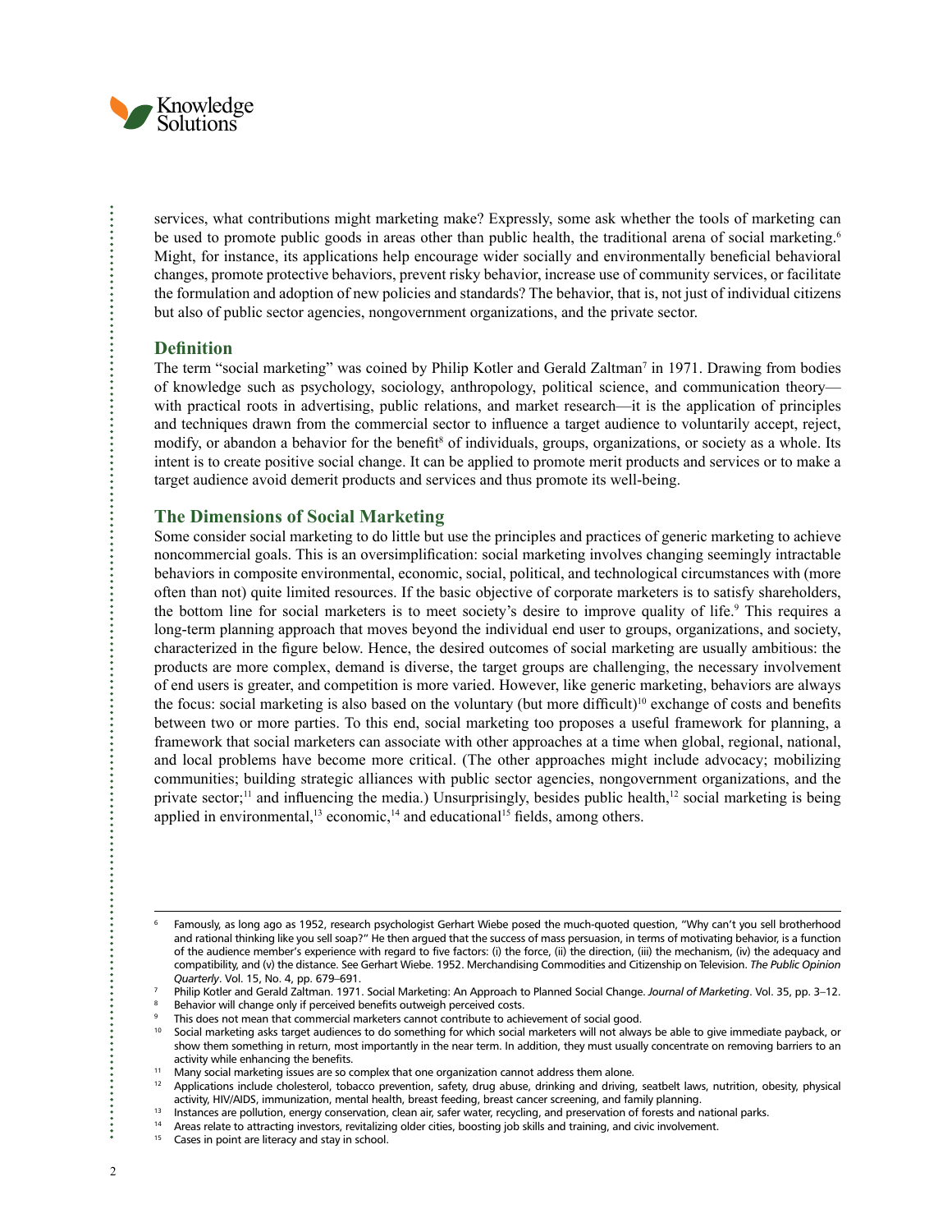services, what contributions might marketing make? Expressly, some ask whether the tools of marketing can be used to promote public goods in areas other than public health, the traditional arena of social marketing.[6] Might, for instance, its applications help encourage wider socially and environmentally beneficial behavioral changes, promote protective behaviors, prevent risky behavior, increase use of community services, or facilitate the formulation and adoption of new policies and standards? The behavior, that is, not just of individual citizens but also of public sector agencies, nongovernment organizations, and the private sector.

## Definition

The term "social marketing" was coined by Philip Kotler and Gerald Zaltman[7] in 1971. Drawing from bodies of knowledge such as psychology, sociology, anthropology, political science, and communication theory—with practical roots in advertising, public relations, and market research—it is the application of principles and techniques drawn from the commercial sector to influence a target audience to voluntarily accept, reject, modify, or abandon a behavior for the benefit[8] of individuals, groups, organizations, or society as a whole. Its intent is to create positive social change. It can be applied to promote merit products and services or to make a target audience avoid demerit products and services and thus promote its well-being.

## The Dimensions of Social Marketing

Some consider social marketing to do little but use the principles and practices of generic marketing to achieve noncommercial goals. This is an oversimplification: social marketing involves changing seemingly intractable behaviors in composite environmental, economic, social, political, and technological circumstances with (more often than not) quite limited resources. If the basic objective of corporate marketers is to satisfy shareholders, the bottom line for social marketers is to meet society's desire to improve quality of life.[9] This requires a long-term planning approach that moves beyond the individual end user to groups, organizations, and society, characterized in the figure below. Hence, the desired outcomes of social marketing are usually ambitious: the products are more complex, demand is diverse, the target groups are challenging, the necessary involvement of end users is greater, and competition is more varied. However, like generic marketing, behaviors are always the focus: social marketing is also based on the voluntary (but more difficult)[10] exchange of costs and benefits between two or more parties. To this end, social marketing too proposes a useful framework for planning, a framework that social marketers can associate with other approaches at a time when global, regional, national, and local problems have become more critical. (The other approaches might include advocacy; mobilizing communities; building strategic alliances with public sector agencies, nongovernment organizations, and the private sector;[11] and influencing the media.) Unsurprisingly, besides public health,[12] social marketing is being applied in environmental,[13] economic,[14] and educational[15] fields, among others.

---

[6] Famously, as long ago as 1952, research psychologist Gerhart Wiebe posed the much-quoted question, "Why can't you sell brotherhood and rational thinking like you sell soap?" He then argued that the success of mass persuasion, in terms of motivating behavior, is a function of the audience member's experience with regard to five factors: (i) the force, (ii) the direction, (iii) the mechanism, (iv) the adequacy and compatibility, and (v) the distance. See Gerhart Wiebe. 1952. Merchandising Commodities and Citizenship on Television. *The Public Opinion Quarterly*. Vol. 15, No. 4, pp. 679–691.

[7] Philip Kotler and Gerald Zaltman. 1971. Social Marketing: An Approach to Planned Social Change. *Journal of Marketing*. Vol. 35, pp. 3–12.

[8] Behavior will change only if perceived benefits outweigh perceived costs.

[9] This does not mean that commercial marketers cannot contribute to achievement of social good.

[10] Social marketing asks target audiences to do something for which social marketers will not always be able to give immediate payback, or show them something in return, most importantly in the near term. In addition, they must usually concentrate on removing barriers to an activity while enhancing the benefits.

[11] Many social marketing issues are so complex that one organization cannot address them alone.

[12] Applications include cholesterol, tobacco prevention, safety, drug abuse, drinking and driving, seatbelt laws, nutrition, obesity, physical activity, HIV/AIDS, immunization, mental health, breast feeding, breast cancer screening, and family planning.

[13] Instances are pollution, energy conservation, clean air, safer water, recycling, and preservation of forests and national parks.

[14] Areas relate to attracting investors, revitalizing older cities, boosting job skills and training, and civic involvement.

[15] Cases in point are literacy and stay in school.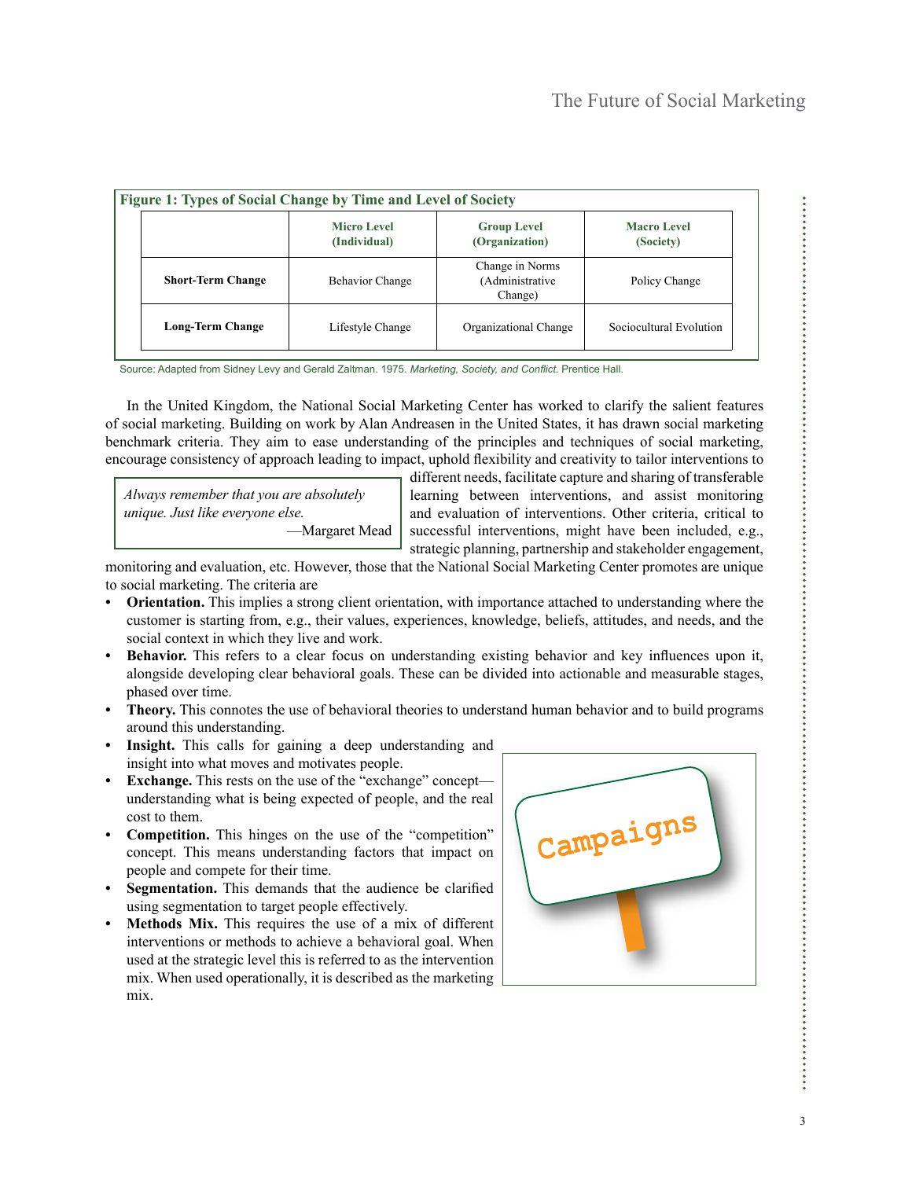**Figure 1: Types of Social Change by Time and Level of Society**

| | Micro Level (Individual) | Group Level (Organization) | Macro Level (Society) |
|---|---|---|---|
| **Short-Term Change** | Behavior Change | Change in Norms (Administrative Change) | Policy Change |
| **Long-Term Change** | Lifestyle Change | Organizational Change | Sociocultural Evolution |

Source: Adapted from Sidney Levy and Gerald Zaltman. 1975. *Marketing, Society, and Conflict*. Prentice Hall.

In the United Kingdom, the National Social Marketing Center has worked to clarify the salient features of social marketing. Building on work by Alan Andreasen in the United States, it has drawn social marketing benchmark criteria. They aim to ease understanding of the principles and techniques of social marketing, encourage consistency of approach leading to impact, uphold flexibility and creativity to tailor interventions to different needs, facilitate capture and sharing of transferable learning between interventions, and assist monitoring and evaluation of interventions. Other criteria, critical to successful interventions, might have been included, e.g., strategic planning, partnership and stakeholder engagement, monitoring and evaluation, etc. However, those that the National Social Marketing Center promotes are unique to social marketing. The criteria are

> *Always remember that you are absolutely unique. Just like everyone else.*
>
> —Margaret Mead

- **Orientation.** This implies a strong client orientation, with importance attached to understanding where the customer is starting from, e.g., their values, experiences, knowledge, beliefs, attitudes, and needs, and the social context in which they live and work.
- **Behavior.** This refers to a clear focus on understanding existing behavior and key influences upon it, alongside developing clear behavioral goals. These can be divided into actionable and measurable stages, phased over time.
- **Theory.** This connotes the use of behavioral theories to understand human behavior and to build programs around this understanding.
- **Insight.** This calls for gaining a deep understanding and insight into what moves and motivates people.
- **Exchange.** This rests on the use of the "exchange" concept—understanding what is being expected of people, and the real cost to them.
- **Competition.** This hinges on the use of the "competition" concept. This means understanding factors that impact on people and compete for their time.
- **Segmentation.** This demands that the audience be clarified using segmentation to target people effectively.
- **Methods Mix.** This requires the use of a mix of different interventions or methods to achieve a behavioral goal. When used at the strategic level this is referred to as the intervention mix. When used operationally, it is described as the marketing mix.

Campaigns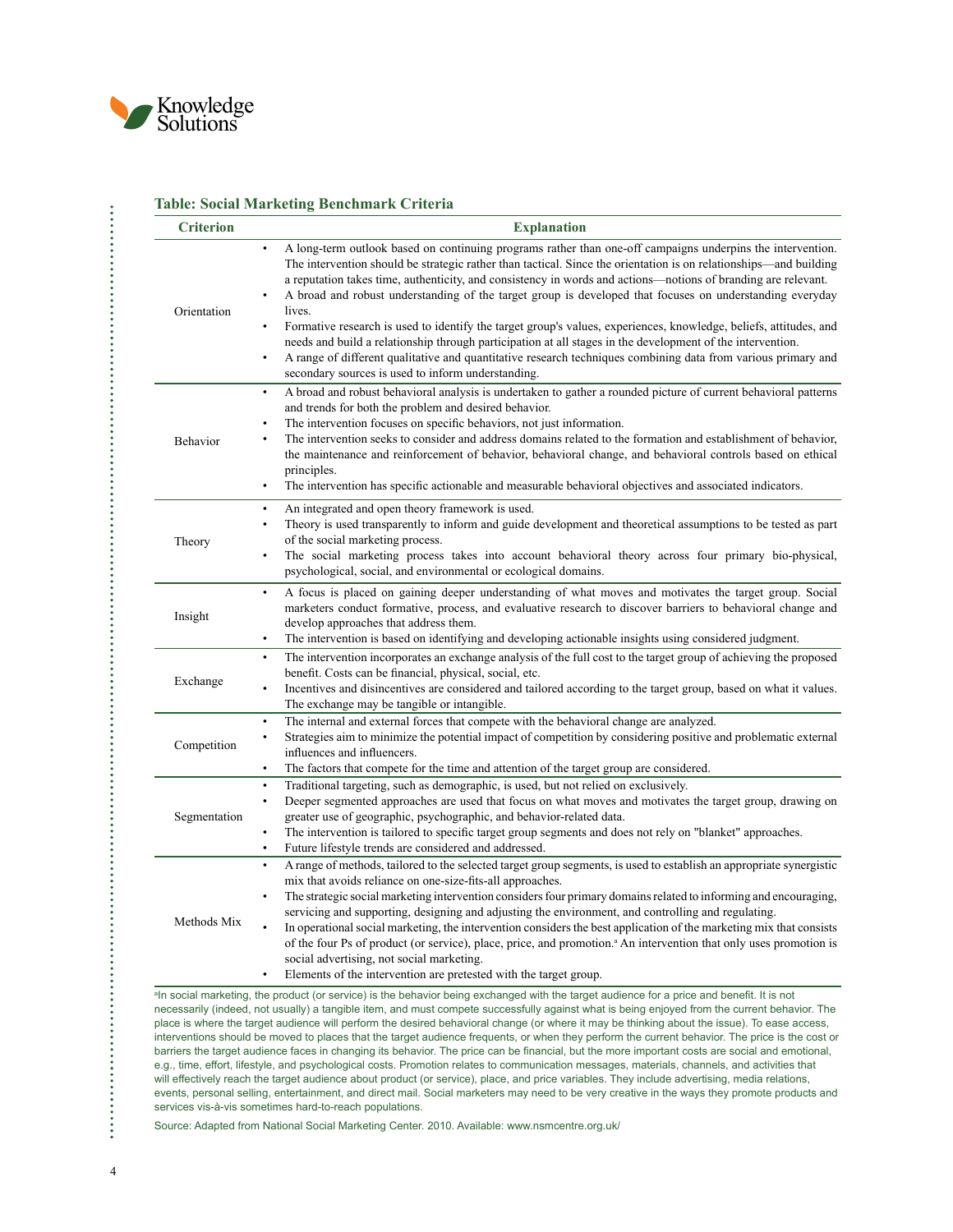**Table: Social Marketing Benchmark Criteria**

| Criterion | Explanation |
|---|---|
| Orientation | • A long-term outlook based on continuing programs rather than one-off campaigns underpins the intervention. The intervention should be strategic rather than tactical. Since the orientation is on relationships—and building a reputation takes time, authenticity, and consistency in words and actions—notions of branding are relevant.<br>• A broad and robust understanding of the target group is developed that focuses on understanding everyday lives.<br>• Formative research is used to identify the target group's values, experiences, knowledge, beliefs, attitudes, and needs and build a relationship through participation at all stages in the development of the intervention.<br>• A range of different qualitative and quantitative research techniques combining data from various primary and secondary sources is used to inform understanding. |
| Behavior | • A broad and robust behavioral analysis is undertaken to gather a rounded picture of current behavioral patterns and trends for both the problem and desired behavior.<br>• The intervention focuses on specific behaviors, not just information.<br>• The intervention seeks to consider and address domains related to the formation and establishment of behavior, the maintenance and reinforcement of behavior, behavioral change, and behavioral controls based on ethical principles.<br>• The intervention has specific actionable and measurable behavioral objectives and associated indicators. |
| Theory | • An integrated and open theory framework is used.<br>• Theory is used transparently to inform and guide development and theoretical assumptions to be tested as part of the social marketing process.<br>• The social marketing process takes into account behavioral theory across four primary bio-physical, psychological, social, and environmental or ecological domains. |
| Insight | • A focus is placed on gaining deeper understanding of what moves and motivates the target group. Social marketers conduct formative, process, and evaluative research to discover barriers to behavioral change and develop approaches that address them.<br>• The intervention is based on identifying and developing actionable insights using considered judgment. |
| Exchange | • The intervention incorporates an exchange analysis of the full cost to the target group of achieving the proposed benefit. Costs can be financial, physical, social, etc.<br>• Incentives and disincentives are considered and tailored according to the target group, based on what it values. The exchange may be tangible or intangible. |
| Competition | • The internal and external forces that compete with the behavioral change are analyzed.<br>• Strategies aim to minimize the potential impact of competition by considering positive and problematic external influences and influencers.<br>• The factors that compete for the time and attention of the target group are considered. |
| Segmentation | • Traditional targeting, such as demographic, is used, but not relied on exclusively.<br>• Deeper segmented approaches are used that focus on what moves and motivates the target group, drawing on greater use of geographic, psychographic, and behavior-related data.<br>• The intervention is tailored to specific target group segments and does not rely on "blanket" approaches.<br>• Future lifestyle trends are considered and addressed. |
| Methods Mix | • A range of methods, tailored to the selected target group segments, is used to establish an appropriate synergistic mix that avoids reliance on one-size-fits-all approaches.<br>• The strategic social marketing intervention considers four primary domains related to informing and encouraging, servicing and supporting, designing and adjusting the environment, and controlling and regulating.<br>• In operational social marketing, the intervention considers the best application of the marketing mix that consists of the four Ps of product (or service), place, price, and promotion.[a] An intervention that only uses promotion is social advertising, not social marketing.<br>• Elements of the intervention are pretested with the target group. |

[a]In social marketing, the product (or service) is the behavior being exchanged with the target audience for a price and benefit. It is not necessarily (indeed, not usually) a tangible item, and must compete successfully against what is being enjoyed from the current behavior. The place is where the target audience will perform the desired behavioral change (or where it may be thinking about the issue). To ease access, interventions should be moved to places that the target audience frequents, or when they perform the current behavior. The price is the cost or barriers the target audience faces in changing its behavior. The price can be financial, but the more important costs are social and emotional, e.g., time, effort, lifestyle, and psychological costs. Promotion relates to communication messages, materials, channels, and activities that will effectively reach the target audience about product (or service), place, and price variables. They include advertising, media relations, events, personal selling, entertainment, and direct mail. Social marketers may need to be very creative in the ways they promote products and services vis-à-vis sometimes hard-to-reach populations.

Source: Adapted from National Social Marketing Center. 2010. Available: www.nsmcentre.org.uk/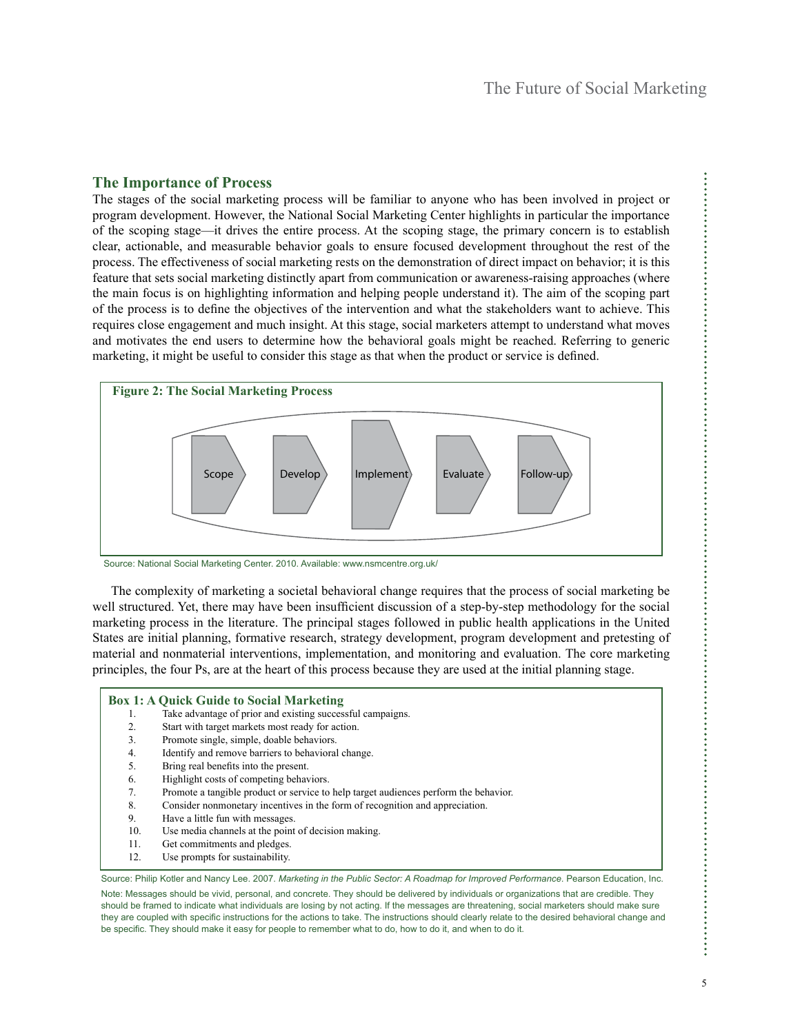## The Importance of Process

The stages of the social marketing process will be familiar to anyone who has been involved in project or program development. However, the National Social Marketing Center highlights in particular the importance of the scoping stage—it drives the entire process. At the scoping stage, the primary concern is to establish clear, actionable, and measurable behavior goals to ensure focused development throughout the rest of the process. The effectiveness of social marketing rests on the demonstration of direct impact on behavior; it is this feature that sets social marketing distinctly apart from communication or awareness-raising approaches (where the main focus is on highlighting information and helping people understand it). The aim of the scoping part of the process is to define the objectives of the intervention and what the stakeholders want to achieve. This requires close engagement and much insight. At this stage, social marketers attempt to understand what moves and motivates the end users to determine how the behavioral goals might be reached. Referring to generic marketing, it might be useful to consider this stage as that when the product or service is defined.

**Figure 2: The Social Marketing Process**

Scope → Develop → Implement → Evaluate → Follow-up

Source: National Social Marketing Center. 2010. Available: www.nsmcentre.org.uk/

The complexity of marketing a societal behavioral change requires that the process of social marketing be well structured. Yet, there may have been insufficient discussion of a step-by-step methodology for the social marketing process in the literature. The principal stages followed in public health applications in the United States are initial planning, formative research, strategy development, program development and pretesting of material and nonmaterial interventions, implementation, and monitoring and evaluation. The core marketing principles, the four Ps, are at the heart of this process because they are used at the initial planning stage.

**Box 1: A Quick Guide to Social Marketing**

1. Take advantage of prior and existing successful campaigns.
2. Start with target markets most ready for action.
3. Promote single, simple, doable behaviors.
4. Identify and remove barriers to behavioral change.
5. Bring real benefits into the present.
6. Highlight costs of competing behaviors.
7. Promote a tangible product or service to help target audiences perform the behavior.
8. Consider nonmonetary incentives in the form of recognition and appreciation.
9. Have a little fun with messages.
10. Use media channels at the point of decision making.
11. Get commitments and pledges.
12. Use prompts for sustainability.

Source: Philip Kotler and Nancy Lee. 2007. *Marketing in the Public Sector: A Roadmap for Improved Performance*. Pearson Education, Inc.

Note: Messages should be vivid, personal, and concrete. They should be delivered by individuals or organizations that are credible. They should be framed to indicate what individuals are losing by not acting. If the messages are threatening, social marketers should make sure they are coupled with specific instructions for the actions to take. The instructions should clearly relate to the desired behavioral change and be specific. They should make it easy for people to remember what to do, how to do it, and when to do it.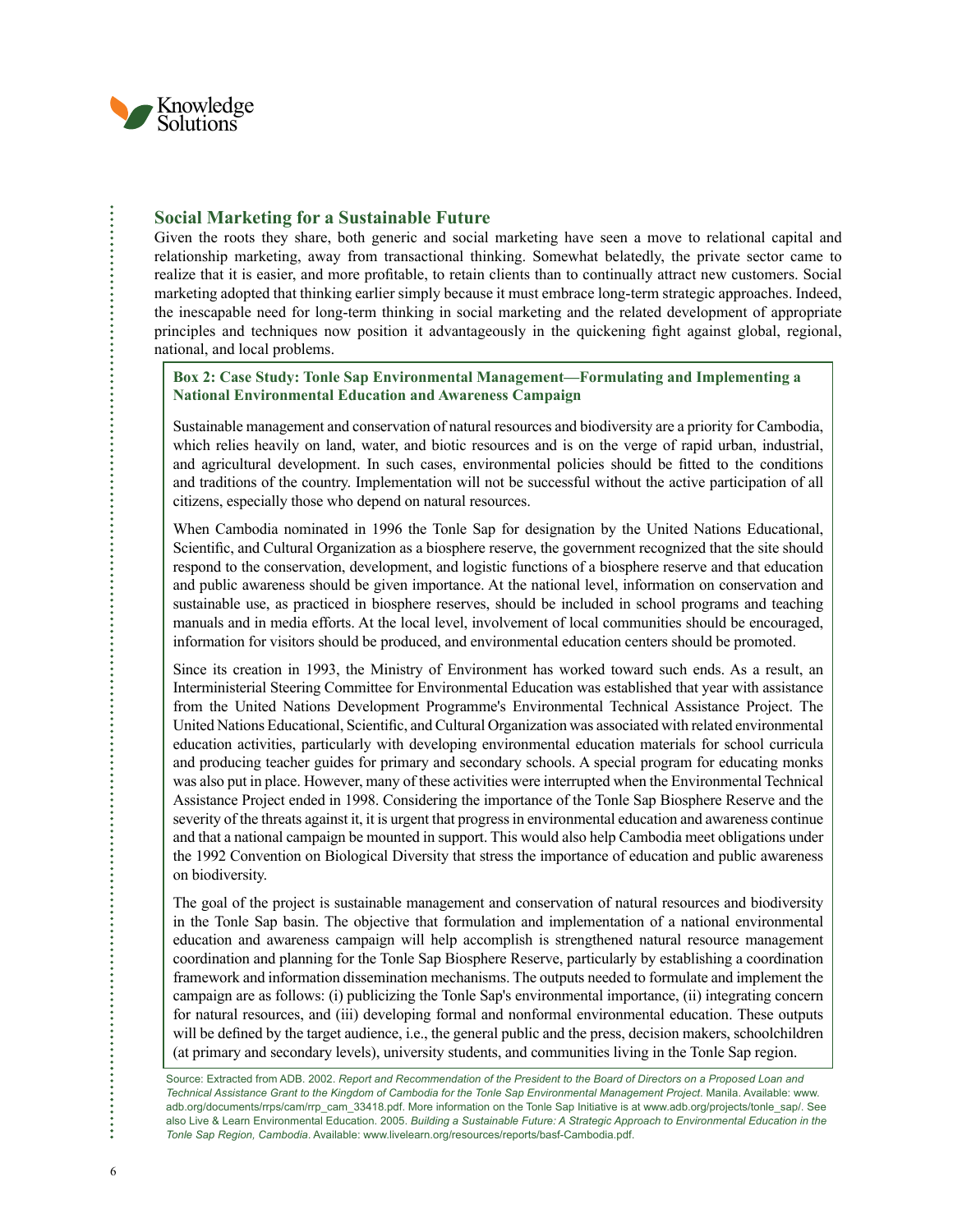## Social Marketing for a Sustainable Future

Given the roots they share, both generic and social marketing have seen a move to relational capital and relationship marketing, away from transactional thinking. Somewhat belatedly, the private sector came to realize that it is easier, and more profitable, to retain clients than to continually attract new customers. Social marketing adopted that thinking earlier simply because it must embrace long-term strategic approaches. Indeed, the inescapable need for long-term thinking in social marketing and the related development of appropriate principles and techniques now position it advantageously in the quickening fight against global, regional, national, and local problems.

### Box 2: Case Study: Tonle Sap Environmental Management—Formulating and Implementing a National Environmental Education and Awareness Campaign

Sustainable management and conservation of natural resources and biodiversity are a priority for Cambodia, which relies heavily on land, water, and biotic resources and is on the verge of rapid urban, industrial, and agricultural development. In such cases, environmental policies should be fitted to the conditions and traditions of the country. Implementation will not be successful without the active participation of all citizens, especially those who depend on natural resources.

When Cambodia nominated in 1996 the Tonle Sap for designation by the United Nations Educational, Scientific, and Cultural Organization as a biosphere reserve, the government recognized that the site should respond to the conservation, development, and logistic functions of a biosphere reserve and that education and public awareness should be given importance. At the national level, information on conservation and sustainable use, as practiced in biosphere reserves, should be included in school programs and teaching manuals and in media efforts. At the local level, involvement of local communities should be encouraged, information for visitors should be produced, and environmental education centers should be promoted.

Since its creation in 1993, the Ministry of Environment has worked toward such ends. As a result, an Interministerial Steering Committee for Environmental Education was established that year with assistance from the United Nations Development Programme's Environmental Technical Assistance Project. The United Nations Educational, Scientific, and Cultural Organization was associated with related environmental education activities, particularly with developing environmental education materials for school curricula and producing teacher guides for primary and secondary schools. A special program for educating monks was also put in place. However, many of these activities were interrupted when the Environmental Technical Assistance Project ended in 1998. Considering the importance of the Tonle Sap Biosphere Reserve and the severity of the threats against it, it is urgent that progress in environmental education and awareness continue and that a national campaign be mounted in support. This would also help Cambodia meet obligations under the 1992 Convention on Biological Diversity that stress the importance of education and public awareness on biodiversity.

The goal of the project is sustainable management and conservation of natural resources and biodiversity in the Tonle Sap basin. The objective that formulation and implementation of a national environmental education and awareness campaign will help accomplish is strengthened natural resource management coordination and planning for the Tonle Sap Biosphere Reserve, particularly by establishing a coordination framework and information dissemination mechanisms. The outputs needed to formulate and implement the campaign are as follows: (i) publicizing the Tonle Sap's environmental importance, (ii) integrating concern for natural resources, and (iii) developing formal and nonformal environmental education. These outputs will be defined by the target audience, i.e., the general public and the press, decision makers, schoolchildren (at primary and secondary levels), university students, and communities living in the Tonle Sap region.

Source: Extracted from ADB. 2002. *Report and Recommendation of the President to the Board of Directors on a Proposed Loan and Technical Assistance Grant to the Kingdom of Cambodia for the Tonle Sap Environmental Management Project*. Manila. Available: www.adb.org/documents/rrps/cam/rrp_cam_33418.pdf. More information on the Tonle Sap Initiative is at www.adb.org/projects/tonle_sap/. See also Live & Learn Environmental Education. 2005. *Building a Sustainable Future: A Strategic Approach to Environmental Education in the Tonle Sap Region, Cambodia*. Available: www.livelearn.org/resources/reports/basf-Cambodia.pdf.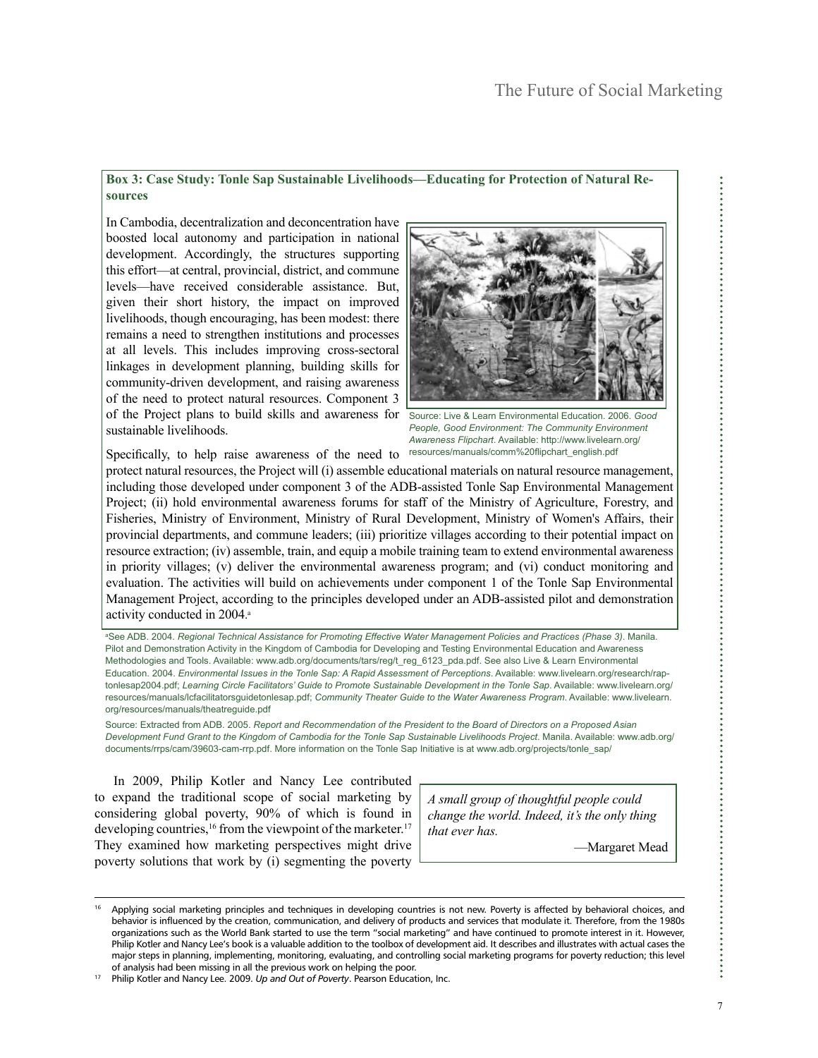**Box 3: Case Study: Tonle Sap Sustainable Livelihoods—Educating for Protection of Natural Resources**

In Cambodia, decentralization and deconcentration have boosted local autonomy and participation in national development. Accordingly, the structures supporting this effort—at central, provincial, district, and commune levels—have received considerable assistance. But, given their short history, the impact on improved livelihoods, though encouraging, has been modest: there remains a need to strengthen institutions and processes at all levels. This includes improving cross-sectoral linkages in development planning, building skills for community-driven development, and raising awareness of the need to protect natural resources. Component 3 of the Project plans to build skills and awareness for sustainable livelihoods.

Source: Live & Learn Environmental Education. 2006. *Good People, Good Environment: The Community Environment Awareness Flipchart*. Available: http://www.livelearn.org/resources/manuals/comm%20flipchart_english.pdf

Specifically, to help raise awareness of the need to protect natural resources, the Project will (i) assemble educational materials on natural resource management, including those developed under component 3 of the ADB-assisted Tonle Sap Environmental Management Project; (ii) hold environmental awareness forums for staff of the Ministry of Agriculture, Forestry, and Fisheries, Ministry of Environment, Ministry of Rural Development, Ministry of Women's Affairs, their provincial departments, and commune leaders; (iii) prioritize villages according to their potential impact on resource extraction; (iv) assemble, train, and equip a mobile training team to extend environmental awareness in priority villages; (v) deliver the environmental awareness program; and (vi) conduct monitoring and evaluation. The activities will build on achievements under component 1 of the Tonle Sap Environmental Management Project, according to the principles developed under an ADB-assisted pilot and demonstration activity conducted in 2004.[a]

[a]See ADB. 2004. *Regional Technical Assistance for Promoting Effective Water Management Policies and Practices (Phase 3)*. Manila. Pilot and Demonstration Activity in the Kingdom of Cambodia for Developing and Testing Environmental Education and Awareness Methodologies and Tools. Available: www.adb.org/documents/tars/reg/t_reg_6123_pda.pdf. See also Live & Learn Environmental Education. 2004. *Environmental Issues in the Tonle Sap: A Rapid Assessment of Perceptions*. Available: www.livelearn.org/research/rap-tonlesap2004.pdf; *Learning Circle Facilitators' Guide to Promote Sustainable Development in the Tonle Sap*. Available: www.livelearn.org/resources/manuals/lcfacilitatorsguidetonlesap.pdf; *Community Theater Guide to the Water Awareness Program*. Available: www.livelearn.org/resources/manuals/theatreguide.pdf

Source: Extracted from ADB. 2005. *Report and Recommendation of the President to the Board of Directors on a Proposed Asian Development Fund Grant to the Kingdom of Cambodia for the Tonle Sap Sustainable Livelihoods Project*. Manila. Available: www.adb.org/documents/rrps/cam/39603-cam-rrp.pdf. More information on the Tonle Sap Initiative is at www.adb.org/projects/tonle_sap/

> *A small group of thoughtful people could change the world. Indeed, it's the only thing that ever has.*
>
> —Margaret Mead

In 2009, Philip Kotler and Nancy Lee contributed to expand the traditional scope of social marketing by considering global poverty, 90% of which is found in developing countries,[16] from the viewpoint of the marketer.[17] They examined how marketing perspectives might drive poverty solutions that work by (i) segmenting the poverty

---

[16] Applying social marketing principles and techniques in developing countries is not new. Poverty is affected by behavioral choices, and behavior is influenced by the creation, communication, and delivery of products and services that modulate it. Therefore, from the 1980s organizations such as the World Bank started to use the term "social marketing" and have continued to promote interest in it. However, Philip Kotler and Nancy Lee's book is a valuable addition to the toolbox of development aid. It describes and illustrates with actual cases the major steps in planning, implementing, monitoring, evaluating, and controlling social marketing programs for poverty reduction; this level of analysis had been missing in all the previous work on helping the poor.

[17] Philip Kotler and Nancy Lee. 2009. *Up and Out of Poverty*. Pearson Education, Inc.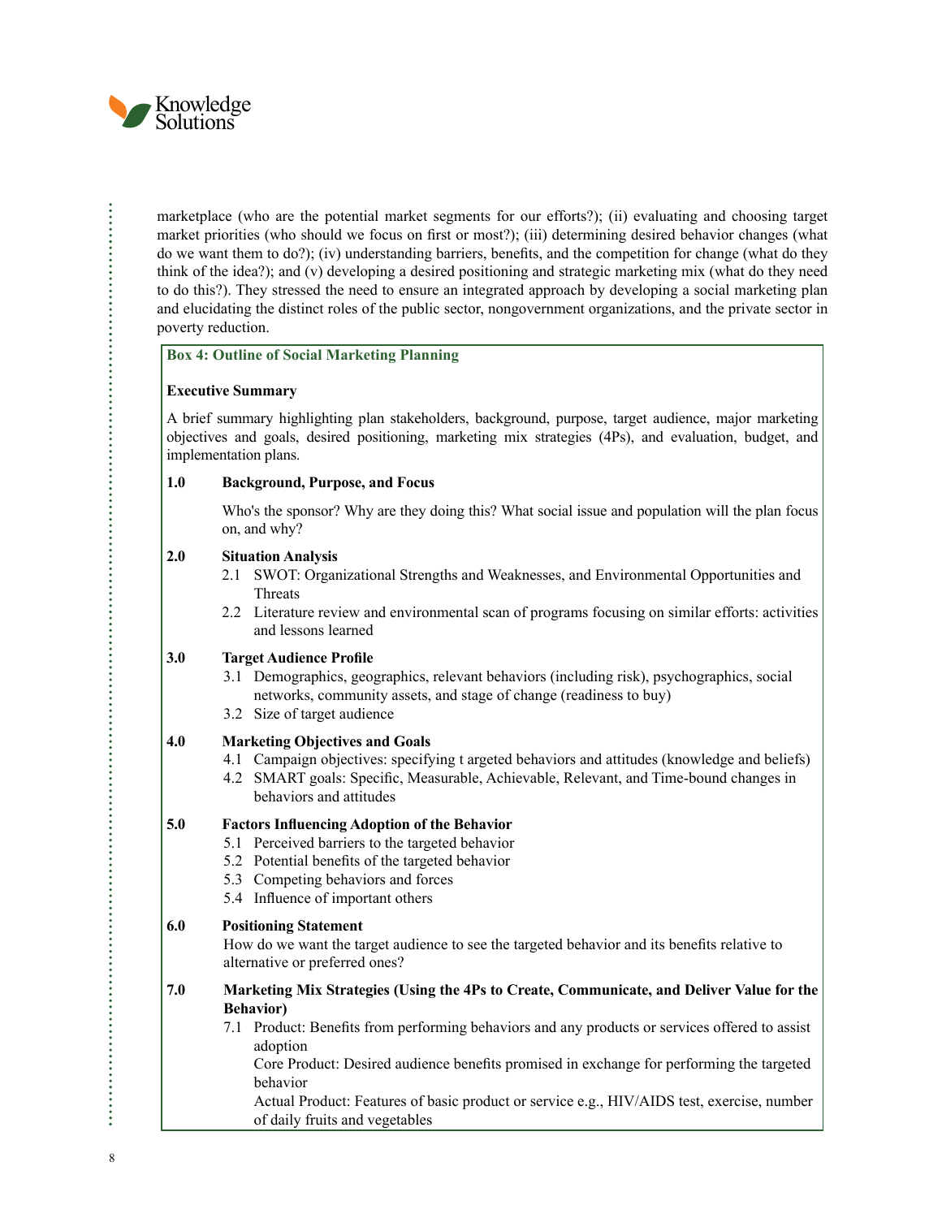marketplace (who are the potential market segments for our efforts?); (ii) evaluating and choosing target market priorities (who should we focus on first or most?); (iii) determining desired behavior changes (what do we want them to do?); (iv) understanding barriers, benefits, and the competition for change (what do they think of the idea?); and (v) developing a desired positioning and strategic marketing mix (what do they need to do this?). They stressed the need to ensure an integrated approach by developing a social marketing plan and elucidating the distinct roles of the public sector, nongovernment organizations, and the private sector in poverty reduction.

**Box 4: Outline of Social Marketing Planning**

**Executive Summary**

A brief summary highlighting plan stakeholders, background, purpose, target audience, major marketing objectives and goals, desired positioning, marketing mix strategies (4Ps), and evaluation, budget, and implementation plans.

**1.0 Background, Purpose, and Focus**

Who's the sponsor? Why are they doing this? What social issue and population will the plan focus on, and why?

**2.0 Situation Analysis**

2.1 SWOT: Organizational Strengths and Weaknesses, and Environmental Opportunities and Threats

2.2 Literature review and environmental scan of programs focusing on similar efforts: activities and lessons learned

**3.0 Target Audience Profile**

3.1 Demographics, geographics, relevant behaviors (including risk), psychographics, social networks, community assets, and stage of change (readiness to buy)

3.2 Size of target audience

**4.0 Marketing Objectives and Goals**

4.1 Campaign objectives: specifying t argeted behaviors and attitudes (knowledge and beliefs)

4.2 SMART goals: Specific, Measurable, Achievable, Relevant, and Time-bound changes in behaviors and attitudes

**5.0 Factors Influencing Adoption of the Behavior**

5.1 Perceived barriers to the targeted behavior

5.2 Potential benefits of the targeted behavior

5.3 Competing behaviors and forces

5.4 Influence of important others

**6.0 Positioning Statement**

How do we want the target audience to see the targeted behavior and its benefits relative to alternative or preferred ones?

**7.0 Marketing Mix Strategies (Using the 4Ps to Create, Communicate, and Deliver Value for the Behavior)**

7.1 Product: Benefits from performing behaviors and any products or services offered to assist adoption

Core Product: Desired audience benefits promised in exchange for performing the targeted behavior

Actual Product: Features of basic product or service e.g., HIV/AIDS test, exercise, number of daily fruits and vegetables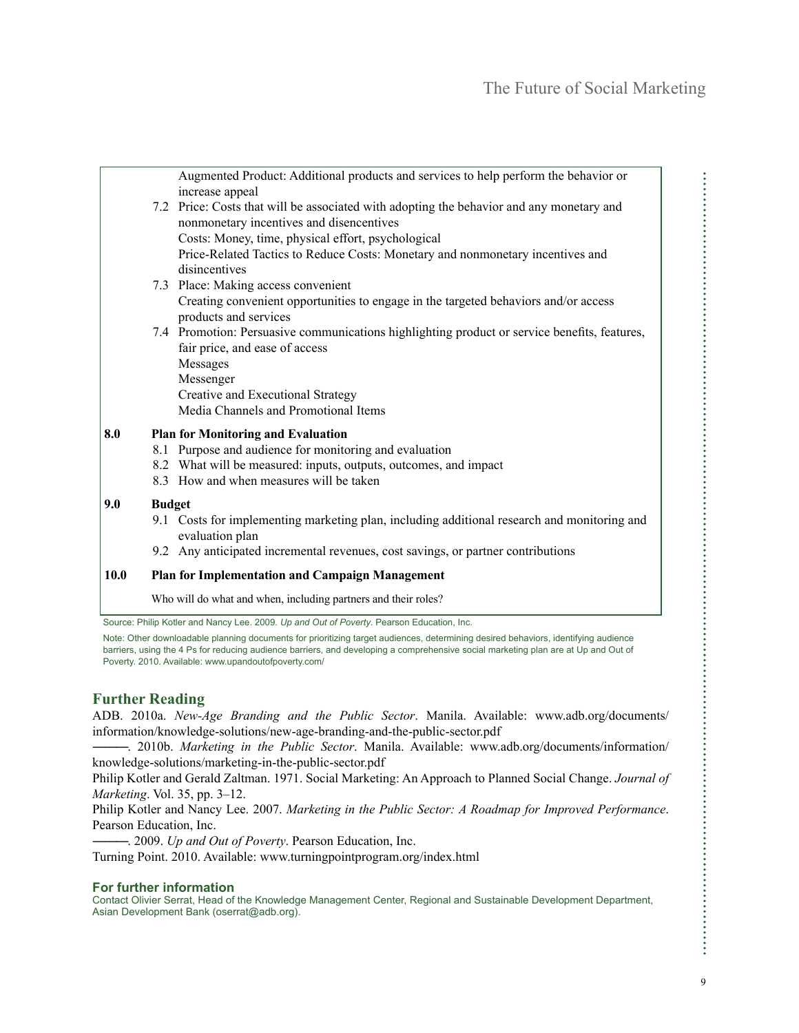Augmented Product: Additional products and services to help perform the behavior or increase appeal

7.2 Price: Costs that will be associated with adopting the behavior and any monetary and nonmonetary incentives and disencentives
  - Costs: Money, time, physical effort, psychological
  - Price-Related Tactics to Reduce Costs: Monetary and nonmonetary incentives and disincentives

7.3 Place: Making access convenient
  - Creating convenient opportunities to engage in the targeted behaviors and/or access products and services

7.4 Promotion: Persuasive communications highlighting product or service benefits, features, fair price, and ease of access
  - Messages
  - Messenger
  - Creative and Executional Strategy
  - Media Channels and Promotional Items

**8.0 Plan for Monitoring and Evaluation**

8.1 Purpose and audience for monitoring and evaluation

8.2 What will be measured: inputs, outputs, outcomes, and impact

8.3 How and when measures will be taken

**9.0 Budget**

9.1 Costs for implementing marketing plan, including additional research and monitoring and evaluation plan

9.2 Any anticipated incremental revenues, cost savings, or partner contributions

**10.0 Plan for Implementation and Campaign Management**

Who will do what and when, including partners and their roles?

Source: Philip Kotler and Nancy Lee. 2009. *Up and Out of Poverty*. Pearson Education, Inc.

Note: Other downloadable planning documents for prioritizing target audiences, determining desired behaviors, identifying audience barriers, using the 4 Ps for reducing audience barriers, and developing a comprehensive social marketing plan are at Up and Out of Poverty. 2010. Available: www.upandoutofpoverty.com/

## Further Reading

ADB. 2010a. *New-Age Branding and the Public Sector*. Manila. Available: www.adb.org/documents/information/knowledge-solutions/new-age-branding-and-the-public-sector.pdf

———. 2010b. *Marketing in the Public Sector*. Manila. Available: www.adb.org/documents/information/knowledge-solutions/marketing-in-the-public-sector.pdf

Philip Kotler and Gerald Zaltman. 1971. Social Marketing: An Approach to Planned Social Change. *Journal of Marketing*. Vol. 35, pp. 3–12.

Philip Kotler and Nancy Lee. 2007. *Marketing in the Public Sector: A Roadmap for Improved Performance*. Pearson Education, Inc.

———. 2009. *Up and Out of Poverty*. Pearson Education, Inc.

Turning Point. 2010. Available: www.turningpointprogram.org/index.html

### For further information

Contact Olivier Serrat, Head of the Knowledge Management Center, Regional and Sustainable Development Department, Asian Development Bank (oserrat@adb.org).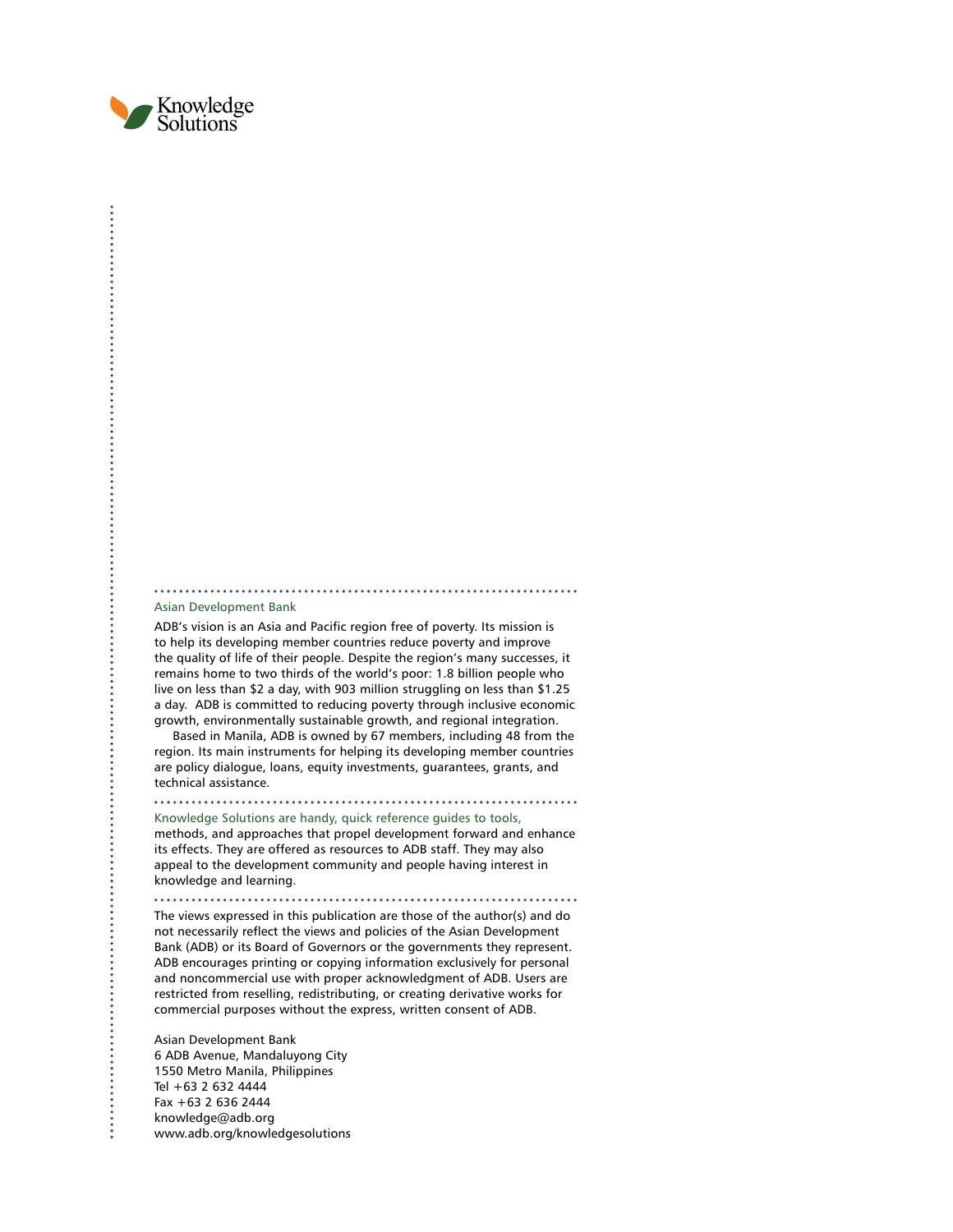Knowledge Solutions

## Asian Development Bank

ADB's vision is an Asia and Pacific region free of poverty. Its mission is to help its developing member countries reduce poverty and improve the quality of life of their people. Despite the region's many successes, it remains home to two thirds of the world's poor: 1.8 billion people who live on less than $2 a day, with 903 million struggling on less than $1.25 a day. ADB is committed to reducing poverty through inclusive economic growth, environmentally sustainable growth, and regional integration.

Based in Manila, ADB is owned by 67 members, including 48 from the region. Its main instruments for helping its developing member countries are policy dialogue, loans, equity investments, guarantees, grants, and technical assistance.

Knowledge Solutions are handy, quick reference guides to tools, methods, and approaches that propel development forward and enhance its effects. They are offered as resources to ADB staff. They may also appeal to the development community and people having interest in knowledge and learning.

The views expressed in this publication are those of the author(s) and do not necessarily reflect the views and policies of the Asian Development Bank (ADB) or its Board of Governors or the governments they represent. ADB encourages printing or copying information exclusively for personal and noncommercial use with proper acknowledgment of ADB. Users are restricted from reselling, redistributing, or creating derivative works for commercial purposes without the express, written consent of ADB.

Asian Development Bank
6 ADB Avenue, Mandaluyong City
1550 Metro Manila, Philippines
Tel +63 2 632 4444
Fax +63 2 636 2444
knowledge@adb.org
www.adb.org/knowledgesolutions